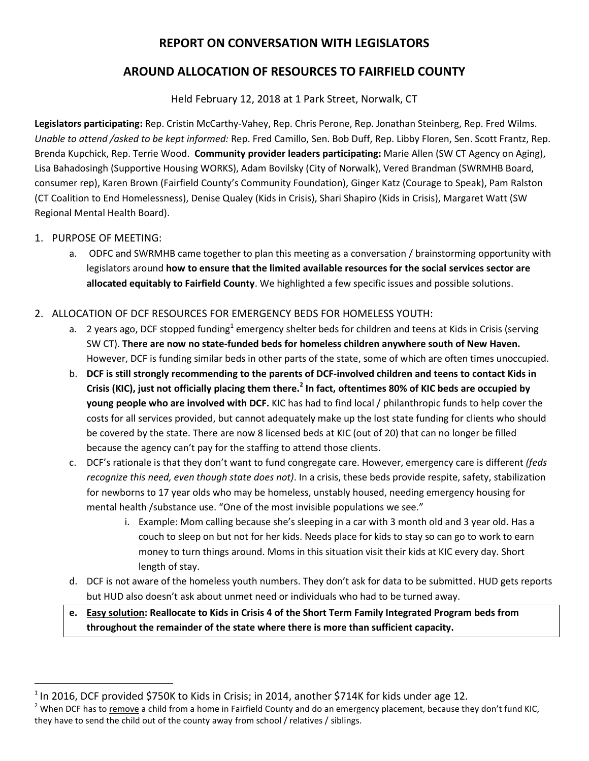# REPORT ON CONVERSATION WITH LEGISLATORS

# AROUND ALLOCATION OF RESOURCES TO FAIRFIELD COUNTY

Held February 12, 2018 at 1 Park Street, Norwalk, CT

**Legislators participating:** Rep. Cristin McCarthy-Vahey, Rep. Chris Perone, Rep. Jonathan Steinberg, Rep. Fred Wilms. *Unable to attend /asked to be kept informed:* Rep. Fred Camillo, Sen. Bob Duff, Rep. Libby Floren, Sen. Scott Frantz, Rep. Brenda Kupchick, Rep. Terrie Wood. **Community provider leaders participating:** Marie Allen (SW CT Agency on Aging), Lisa Bahadosingh (Supportive Housing WORKS), Adam Bovilsky (City of Norwalk), Vered Brandman (SWRMHB Board, consumer rep), Karen Brown (Fairfield County's Community Foundation), Ginger Katz (Courage to Speak), Pam Ralston (CT Coalition to End Homelessness), Denise Qualey (Kids in Crisis), Shari Shapiro (Kids in Crisis), Margaret Watt (SW Regional Mental Health Board).

1. PURPOSE OF MEETING:
   a. ODFC and SWRMHB came together to plan this meeting as a conversation / brainstorming opportunity with legislators around **how to ensure that the limited available resources for the social services sector are allocated equitably to Fairfield County**. We highlighted a few specific issues and possible solutions.

2. ALLOCATION OF DCF RESOURCES FOR EMERGENCY BEDS FOR HOMELESS YOUTH:
   a. 2 years ago, DCF stopped funding[1] emergency shelter beds for children and teens at Kids in Crisis (serving SW CT). **There are now no state-funded beds for homeless children anywhere south of New Haven.** However, DCF is funding similar beds in other parts of the state, some of which are often times unoccupied.
   b. **DCF is still strongly recommending to the parents of DCF-involved children and teens to contact Kids in Crisis (KIC), just not officially placing them there.[2] In fact, oftentimes 80% of KIC beds are occupied by young people who are involved with DCF.** KIC has had to find local / philanthropic funds to help cover the costs for all services provided, but cannot adequately make up the lost state funding for clients who should be covered by the state. There are now 8 licensed beds at KIC (out of 20) that can no longer be filled because the agency can't pay for the staffing to attend those clients.
   c. DCF's rationale is that they don't want to fund congregate care. However, emergency care is different *(feds recognize this need, even though state does not)*. In a crisis, these beds provide respite, safety, stabilization for newborns to 17 year olds who may be homeless, unstably housed, needing emergency housing for mental health /substance use. "One of the most invisible populations we see."
      i. Example: Mom calling because she's sleeping in a car with 3 month old and 3 year old. Has a couch to sleep on but not for her kids. Needs place for kids to stay so can go to work to earn money to turn things around. Moms in this situation visit their kids at KIC every day. Short length of stay.
   d. DCF is not aware of the homeless youth numbers. They don't ask for data to be submitted. HUD gets reports but HUD also doesn't ask about unmet need or individuals who had to be turned away.
   e. **Easy solution: Reallocate to Kids in Crisis 4 of the Short Term Family Integrated Program beds from throughout the remainder of the state where there is more than sufficient capacity.**

---

[1] In 2016, DCF provided $750K to Kids in Crisis; in 2014, another $714K for kids under age 12.

[2] When DCF has to remove a child from a home in Fairfield County and do an emergency placement, because they don't fund KIC, they have to send the child out of the county away from school / relatives / siblings.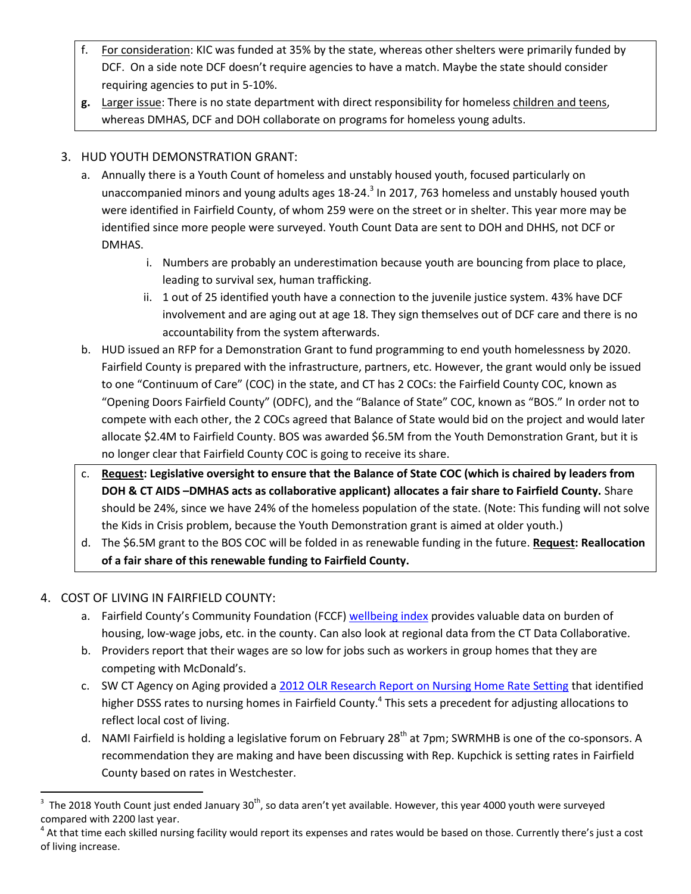f. <u>For consideration</u>: KIC was funded at 35% by the state, whereas other shelters were primarily funded by DCF. On a side note DCF doesn't require agencies to have a match. Maybe the state should consider requiring agencies to put in 5-10%.

**g.** <u>Larger issue</u>: There is no state department with direct responsibility for homeless <u>children and teens</u>, whereas DMHAS, DCF and DOH collaborate on programs for homeless young adults.

3. HUD YOUTH DEMONSTRATION GRANT:
   a. Annually there is a Youth Count of homeless and unstably housed youth, focused particularly on unaccompanied minors and young adults ages 18-24.[3] In 2017, 763 homeless and unstably housed youth were identified in Fairfield County, of whom 259 were on the street or in shelter. This year more may be identified since more people were surveyed. Youth Count Data are sent to DOH and DHHS, not DCF or DMHAS.
      i. Numbers are probably an underestimation because youth are bouncing from place to place, leading to survival sex, human trafficking.
      ii. 1 out of 25 identified youth have a connection to the juvenile justice system. 43% have DCF involvement and are aging out at age 18. They sign themselves out of DCF care and there is no accountability from the system afterwards.
   b. HUD issued an RFP for a Demonstration Grant to fund programming to end youth homelessness by 2020. Fairfield County is prepared with the infrastructure, partners, etc. However, the grant would only be issued to one "Continuum of Care" (COC) in the state, and CT has 2 COCs: the Fairfield County COC, known as "Opening Doors Fairfield County" (ODFC), and the "Balance of State" COC, known as "BOS." In order not to compete with each other, the 2 COCs agreed that Balance of State would bid on the project and would later allocate $2.4M to Fairfield County. BOS was awarded $6.5M from the Youth Demonstration Grant, but it is no longer clear that Fairfield County COC is going to receive its share.
   c. **<u>Request</u>: Legislative oversight to ensure that the Balance of State COC (which is chaired by leaders from DOH & CT AIDS –DMHAS acts as collaborative applicant) allocates a fair share to Fairfield County.** Share should be 24%, since we have 24% of the homeless population of the state. (Note: This funding will not solve the Kids in Crisis problem, because the Youth Demonstration grant is aimed at older youth.)
   d. The $6.5M grant to the BOS COC will be folded in as renewable funding in the future. **<u>Request</u>: Reallocation of a fair share of this renewable funding to Fairfield County.**

4. COST OF LIVING IN FAIRFIELD COUNTY:
   a. Fairfield County's Community Foundation (FCCF) <u>wellbeing index</u> provides valuable data on burden of housing, low-wage jobs, etc. in the county. Can also look at regional data from the CT Data Collaborative.
   b. Providers report that their wages are so low for jobs such as workers in group homes that they are competing with McDonald's.
   c. SW CT Agency on Aging provided a <u>2012 OLR Research Report on Nursing Home Rate Setting</u> that identified higher DSSS rates to nursing homes in Fairfield County.[4] This sets a precedent for adjusting allocations to reflect local cost of living.
   d. NAMI Fairfield is holding a legislative forum on February 28th at 7pm; SWRMHB is one of the co-sponsors. A recommendation they are making and have been discussing with Rep. Kupchick is setting rates in Fairfield County based on rates in Westchester.

---

[3] The 2018 Youth Count just ended January 30th, so data aren't yet available. However, this year 4000 youth were surveyed compared with 2200 last year.

[4] At that time each skilled nursing facility would report its expenses and rates would be based on those. Currently there's just a cost of living increase.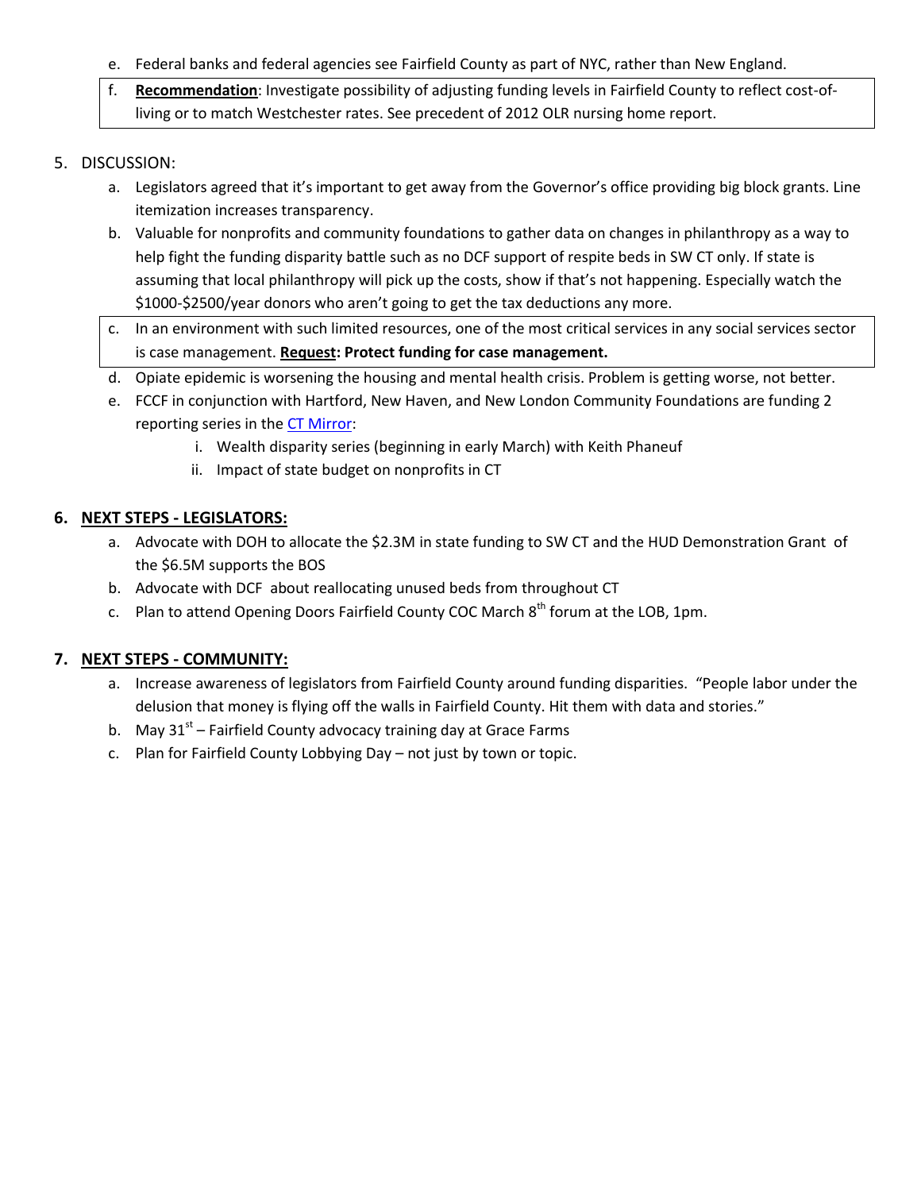e. Federal banks and federal agencies see Fairfield County as part of NYC, rather than New England.

f. **Recommendation**: Investigate possibility of adjusting funding levels in Fairfield County to reflect cost-of-living or to match Westchester rates. See precedent of 2012 OLR nursing home report.

5. DISCUSSION:
   a. Legislators agreed that it's important to get away from the Governor's office providing big block grants. Line itemization increases transparency.
   b. Valuable for nonprofits and community foundations to gather data on changes in philanthropy as a way to help fight the funding disparity battle such as no DCF support of respite beds in SW CT only. If state is assuming that local philanthropy will pick up the costs, show if that's not happening. Especially watch the $1000-$2500/year donors who aren't going to get the tax deductions any more.
   c. In an environment with such limited resources, one of the most critical services in any social services sector is case management. **Request: Protect funding for case management.**
   d. Opiate epidemic is worsening the housing and mental health crisis. Problem is getting worse, not better.
   e. FCCF in conjunction with Hartford, New Haven, and New London Community Foundations are funding 2 reporting series in the CT Mirror:
      i. Wealth disparity series (beginning in early March) with Keith Phaneuf
      ii. Impact of state budget on nonprofits in CT

**6. NEXT STEPS - LEGISLATORS:**
   a. Advocate with DOH to allocate the $2.3M in state funding to SW CT and the HUD Demonstration Grant of the $6.5M supports the BOS
   b. Advocate with DCF about reallocating unused beds from throughout CT
   c. Plan to attend Opening Doors Fairfield County COC March 8th forum at the LOB, 1pm.

**7. NEXT STEPS - COMMUNITY:**
   a. Increase awareness of legislators from Fairfield County around funding disparities. "People labor under the delusion that money is flying off the walls in Fairfield County. Hit them with data and stories."
   b. May 31st – Fairfield County advocacy training day at Grace Farms
   c. Plan for Fairfield County Lobbying Day – not just by town or topic.